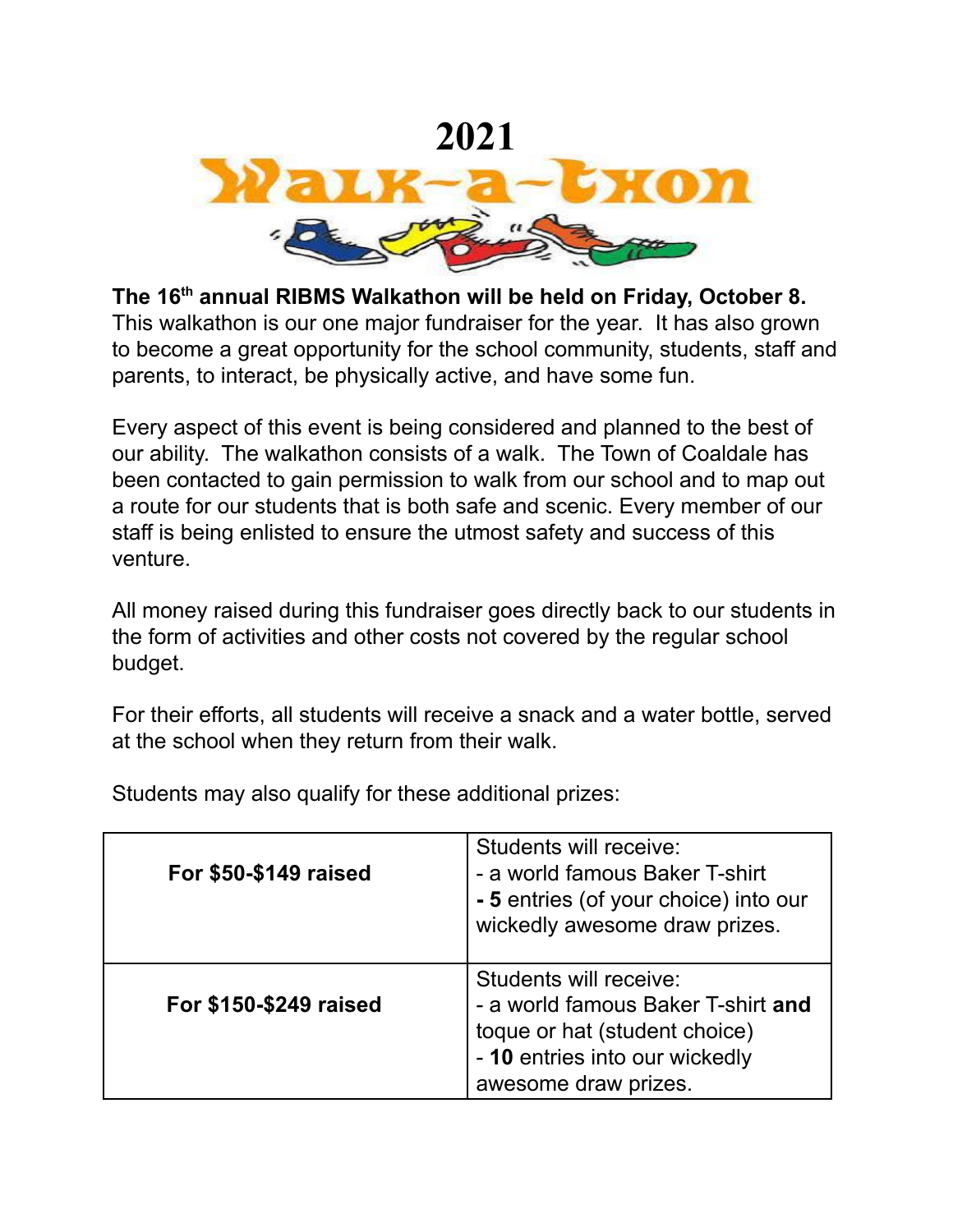# 2021

# Walk-a-thon

**The 16th annual RIBMS Walkathon will be held on Friday, October 8.** This walkathon is our one major fundraiser for the year. It has also grown to become a great opportunity for the school community, students, staff and parents, to interact, be physically active, and have some fun.

Every aspect of this event is being considered and planned to the best of our ability. The walkathon consists of a walk. The Town of Coaldale has been contacted to gain permission to walk from our school and to map out a route for our students that is both safe and scenic. Every member of our staff is being enlisted to ensure the utmost safety and success of this venture.

All money raised during this fundraiser goes directly back to our students in the form of activities and other costs not covered by the regular school budget.

For their efforts, all students will receive a snack and a water bottle, served at the school when they return from their walk.

Students may also qualify for these additional prizes:

| | |
|---|---|
| **For $50-$149 raised** | Students will receive:<br>- a world famous Baker T-shirt<br>**- 5** entries (of your choice) into our wickedly awesome draw prizes. |
| **For $150-$249 raised** | Students will receive:<br>- a world famous Baker T-shirt **and** toque or hat (student choice)<br>- **10** entries into our wickedly awesome draw prizes. |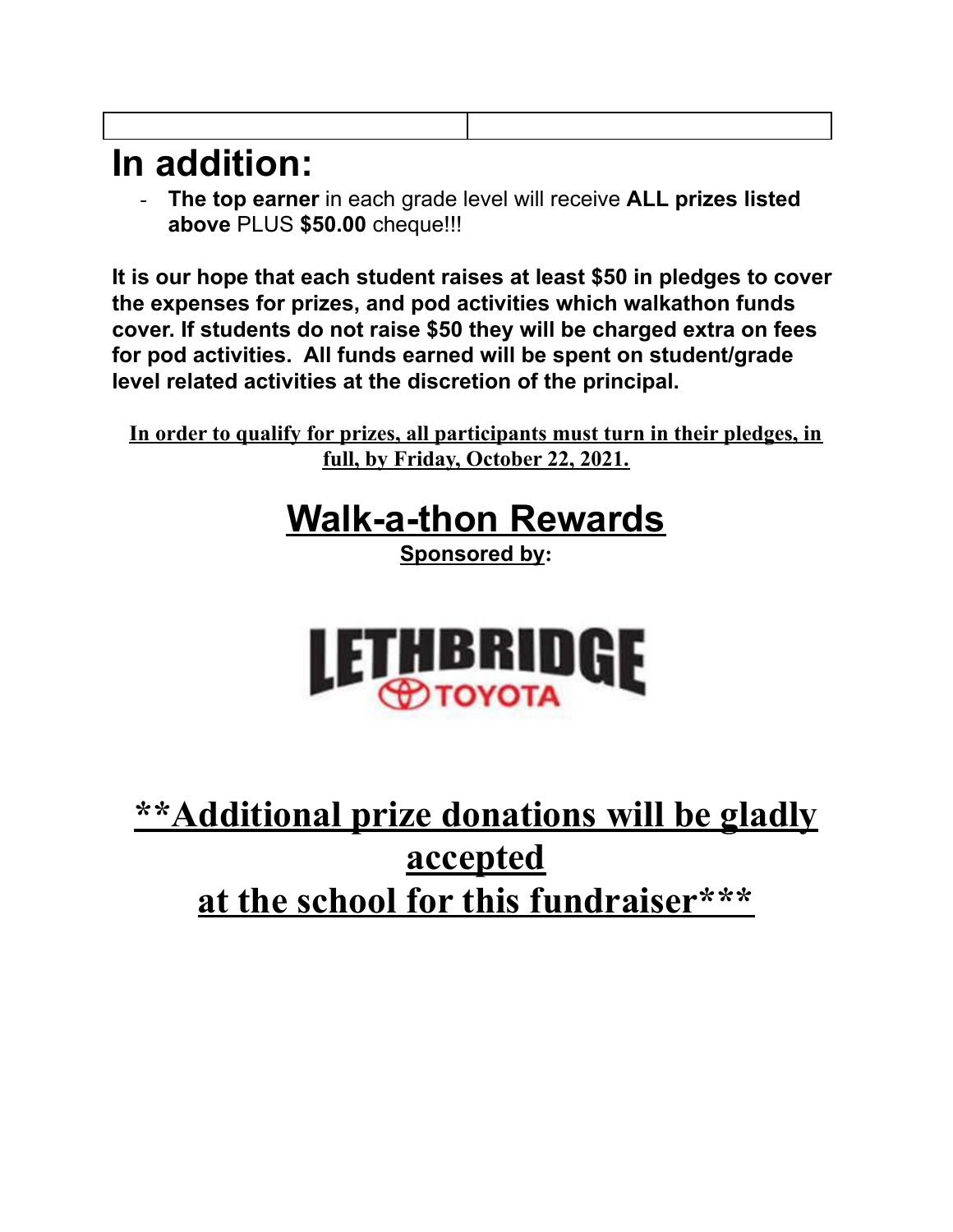| | |
|---|---|

# In addition:

- **The top earner** in each grade level will receive **ALL prizes listed above** PLUS **$50.00** cheque!!!

**It is our hope that each student raises at least $50 in pledges to cover the expenses for prizes, and pod activities which walkathon funds cover. If students do not raise $50 they will be charged extra on fees for pod activities. All funds earned will be spent on student/grade level related activities at the discretion of the principal.**

**In order to qualify for prizes, all participants must turn in their pledges, in full, by Friday, October 22, 2021.**

## Walk-a-thon Rewards

**Sponsored by:**

LETHBRIDGE TOYOTA

## **Additional prize donations will be gladly accepted at the school for this fundraiser***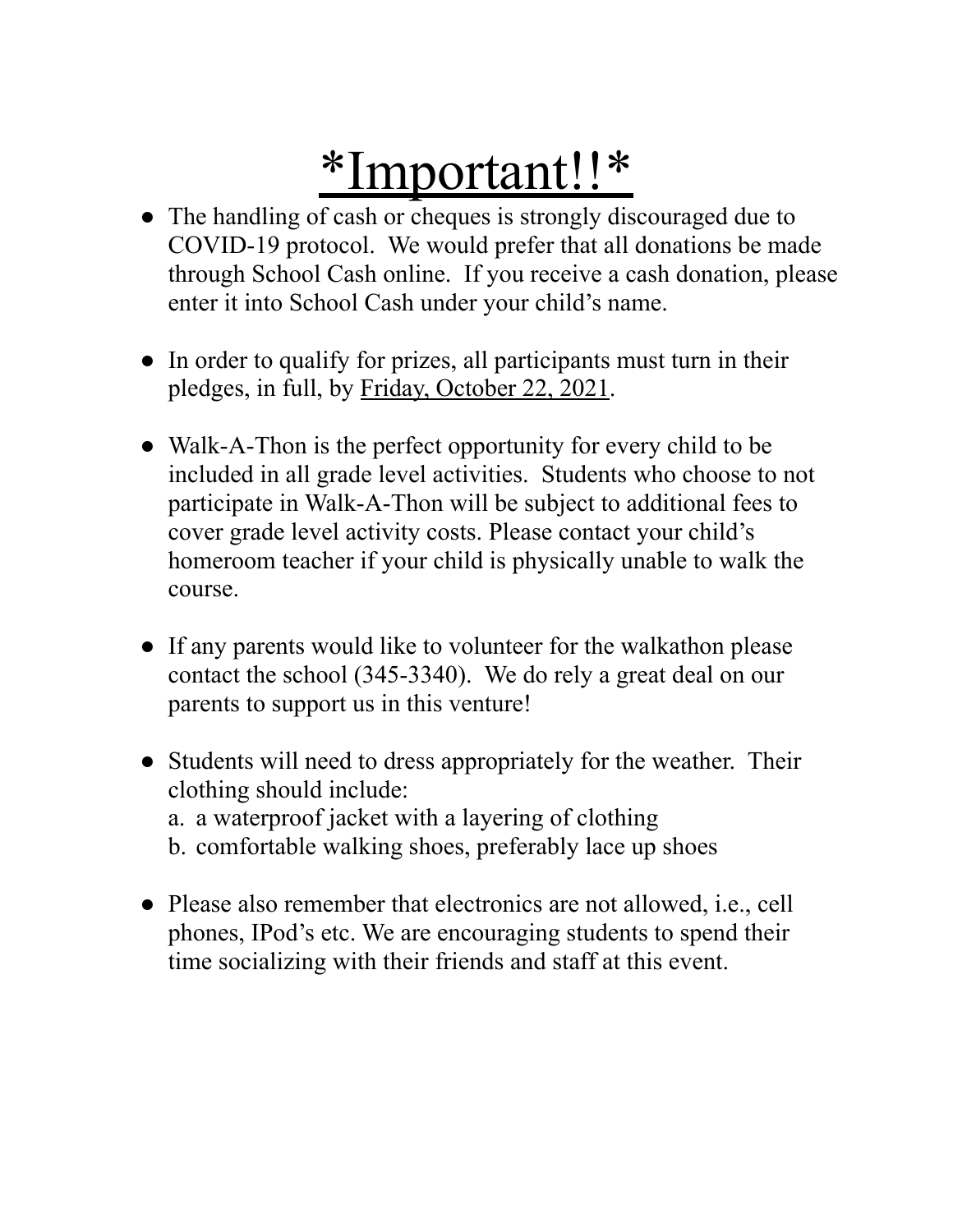# *Important!!*

- The handling of cash or cheques is strongly discouraged due to COVID-19 protocol. We would prefer that all donations be made through School Cash online. If you receive a cash donation, please enter it into School Cash under your child's name.

- In order to qualify for prizes, all participants must turn in their pledges, in full, by <u>Friday, October 22, 2021</u>.

- Walk-A-Thon is the perfect opportunity for every child to be included in all grade level activities. Students who choose to not participate in Walk-A-Thon will be subject to additional fees to cover grade level activity costs. Please contact your child's homeroom teacher if your child is physically unable to walk the course.

- If any parents would like to volunteer for the walkathon please contact the school (345-3340). We do rely a great deal on our parents to support us in this venture!

- Students will need to dress appropriately for the weather. Their clothing should include:
  a. a waterproof jacket with a layering of clothing
  b. comfortable walking shoes, preferably lace up shoes

- Please also remember that electronics are not allowed, i.e., cell phones, IPod's etc. We are encouraging students to spend their time socializing with their friends and staff at this event.